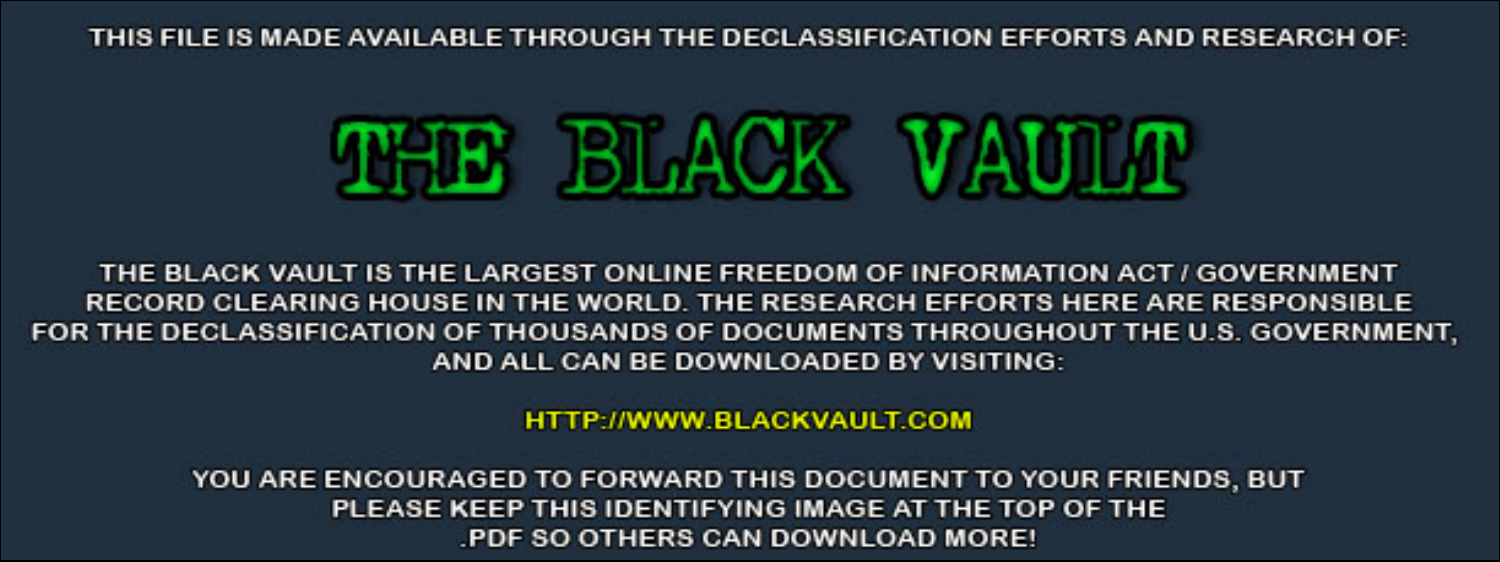THIS FILE IS MADE AVAILABLE THROUGH THE DECLASSIFICATION EFFORTS AND RESEARCH OF:

# THE BLACK VAULT

THE BLACK VAULT IS THE LARGEST ONLINE FREEDOM OF INFORMATION ACT / GOVERNMENT RECORD CLEARING HOUSE IN THE WORLD. THE RESEARCH EFFORTS HERE ARE RESPONSIBLE FOR THE DECLASSIFICATION OF THOUSANDS OF DOCUMENTS THROUGHOUT THE U.S. GOVERNMENT, AND ALL CAN BE DOWNLOADED BY VISITING:

HTTP://WWW.BLACKVAULT.COM

YOU ARE ENCOURAGED TO FORWARD THIS DOCUMENT TO YOUR FRIENDS, BUT PLEASE KEEP THIS IDENTIFYING IMAGE AT THE TOP OF THE .PDF SO OTHERS CAN DOWNLOAD MORE!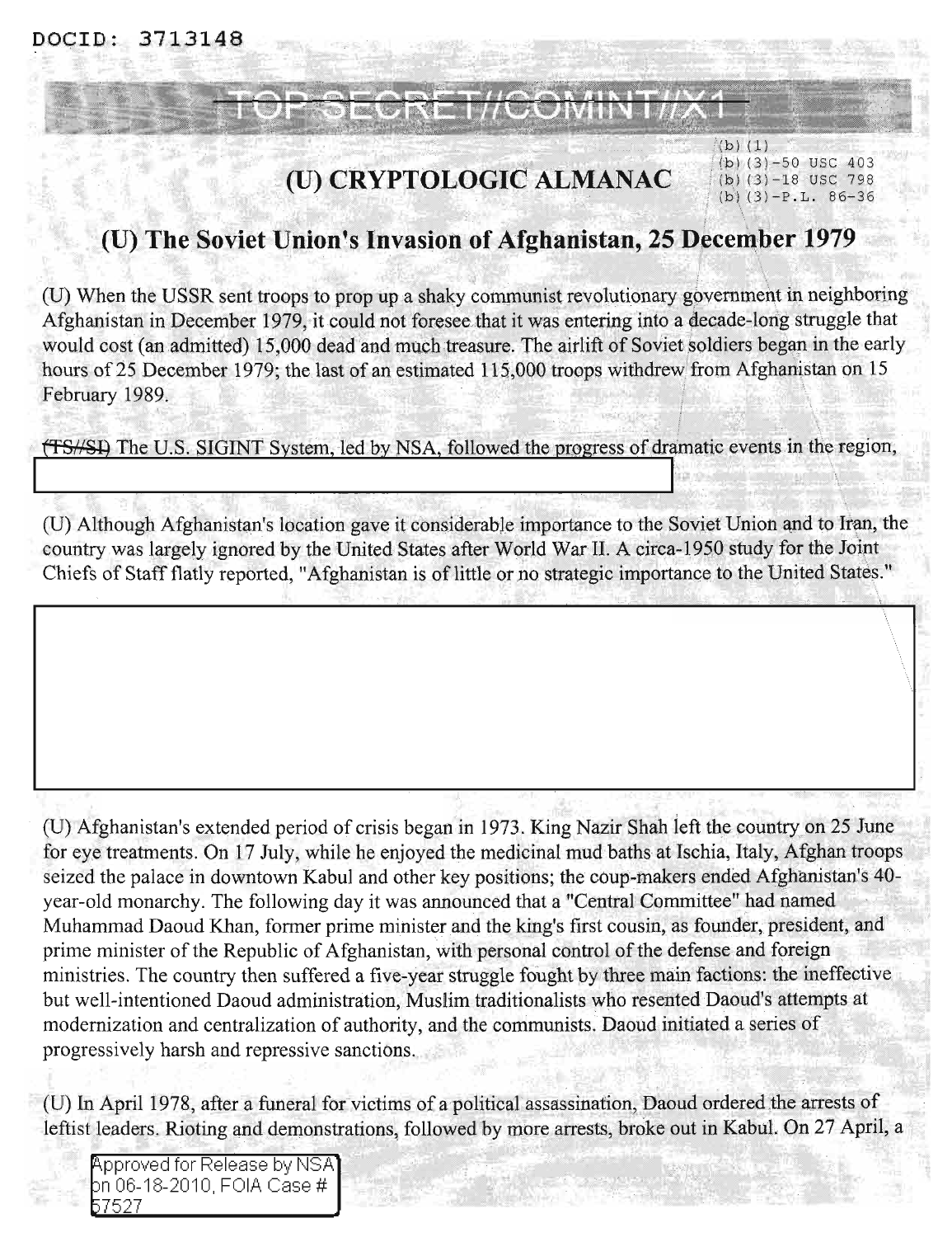DOCID: 3713148

TOP SECRET//COMINT//X1

(b)(1)
(b)(3)-50 USC 403
(b)(3)-18 USC 798
(b)(3)-P.L. 86-36

# (U) CRYPTOLOGIC ALMANAC

## (U) The Soviet Union's Invasion of Afghanistan, 25 December 1979

(U) When the USSR sent troops to prop up a shaky communist revolutionary government in neighboring Afghanistan in December 1979, it could not foresee that it was entering into a decade-long struggle that would cost (an admitted) 15,000 dead and much treasure. The airlift of Soviet soldiers began in the early hours of 25 December 1979; the last of an estimated 115,000 troops withdrew from Afghanistan on 15 February 1989.

~~(TS//SI)~~ The U.S. SIGINT System, led by NSA, followed the progress of dramatic events in the region,

(U) Although Afghanistan's location gave it considerable importance to the Soviet Union and to Iran, the country was largely ignored by the United States after World War II. A circa-1950 study for the Joint Chiefs of Staff flatly reported, "Afghanistan is of little or no strategic importance to the United States."

(U) Afghanistan's extended period of crisis began in 1973. King Nazir Shah left the country on 25 June for eye treatments. On 17 July, while he enjoyed the medicinal mud baths at Ischia, Italy, Afghan troops seized the palace in downtown Kabul and other key positions; the coup-makers ended Afghanistan's 40-year-old monarchy. The following day it was announced that a "Central Committee" had named Muhammad Daoud Khan, former prime minister and the king's first cousin, as founder, president, and prime minister of the Republic of Afghanistan, with personal control of the defense and foreign ministries. The country then suffered a five-year struggle fought by three main factions: the ineffective but well-intentioned Daoud administration, Muslim traditionalists who resented Daoud's attempts at modernization and centralization of authority, and the communists. Daoud initiated a series of progressively harsh and repressive sanctions.

(U) In April 1978, after a funeral for victims of a political assassination, Daoud ordered the arrests of leftist leaders. Rioting and demonstrations, followed by more arrests, broke out in Kabul. On 27 April, a

Approved for Release by NSA on 06-18-2010, FOIA Case # 57527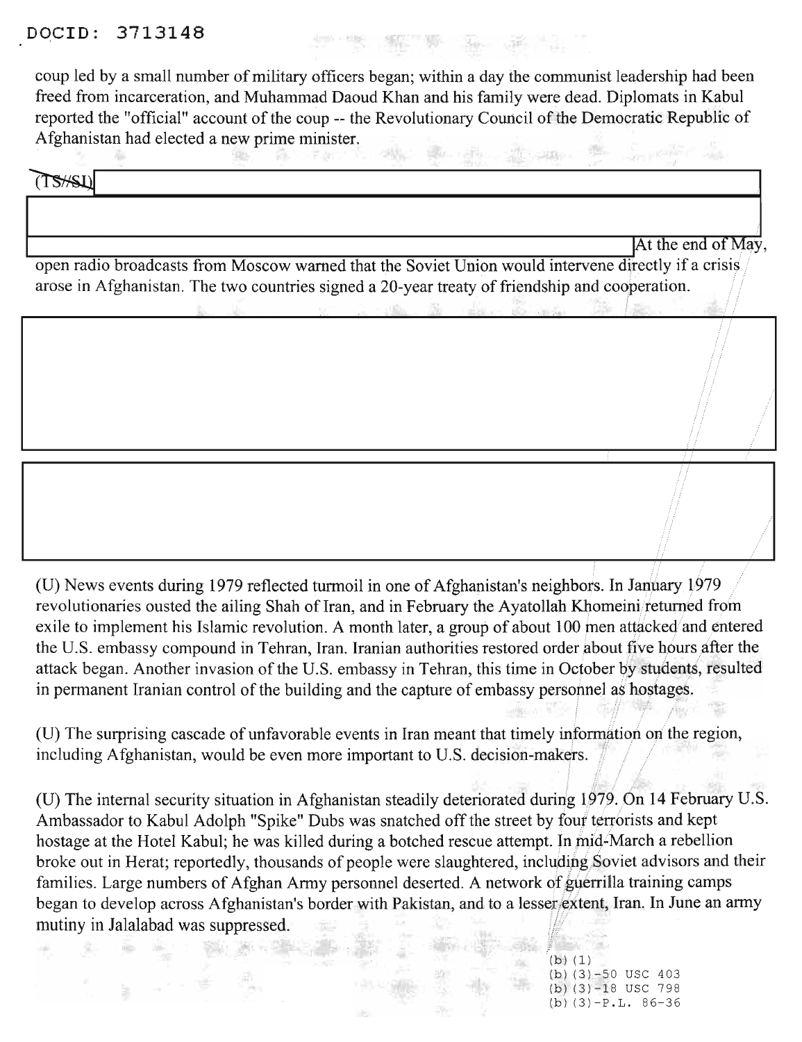coup led by a small number of military officers began; within a day the communist leadership had been freed from incarceration, and Muhammad Daoud Khan and his family were dead. Diplomats in Kabul reported the "official" account of the coup -- the Revolutionary Council of the Democratic Republic of Afghanistan had elected a new prime minister.

(TS//SI) At the end of May, open radio broadcasts from Moscow warned that the Soviet Union would intervene directly if a crisis arose in Afghanistan. The two countries signed a 20-year treaty of friendship and cooperation.

(U) News events during 1979 reflected turmoil in one of Afghanistan's neighbors. In January 1979 revolutionaries ousted the ailing Shah of Iran, and in February the Ayatollah Khomeini returned from exile to implement his Islamic revolution. A month later, a group of about 100 men attacked and entered the U.S. embassy compound in Tehran, Iran. Iranian authorities restored order about five hours after the attack began. Another invasion of the U.S. embassy in Tehran, this time in October by students, resulted in permanent Iranian control of the building and the capture of embassy personnel as hostages.

(U) The surprising cascade of unfavorable events in Iran meant that timely information on the region, including Afghanistan, would be even more important to U.S. decision-makers.

(U) The internal security situation in Afghanistan steadily deteriorated during 1979. On 14 February U.S. Ambassador to Kabul Adolph "Spike" Dubs was snatched off the street by four terrorists and kept hostage at the Hotel Kabul; he was killed during a botched rescue attempt. In mid-March a rebellion broke out in Herat; reportedly, thousands of people were slaughtered, including Soviet advisors and their families. Large numbers of Afghan Army personnel deserted. A network of guerrilla training camps began to develop across Afghanistan's border with Pakistan, and to a lesser extent, Iran. In June an army mutiny in Jalalabad was suppressed.

(b)(1)
(b)(3)-50 USC 403
(b)(3)-18 USC 798
(b)(3)-P.L. 86-36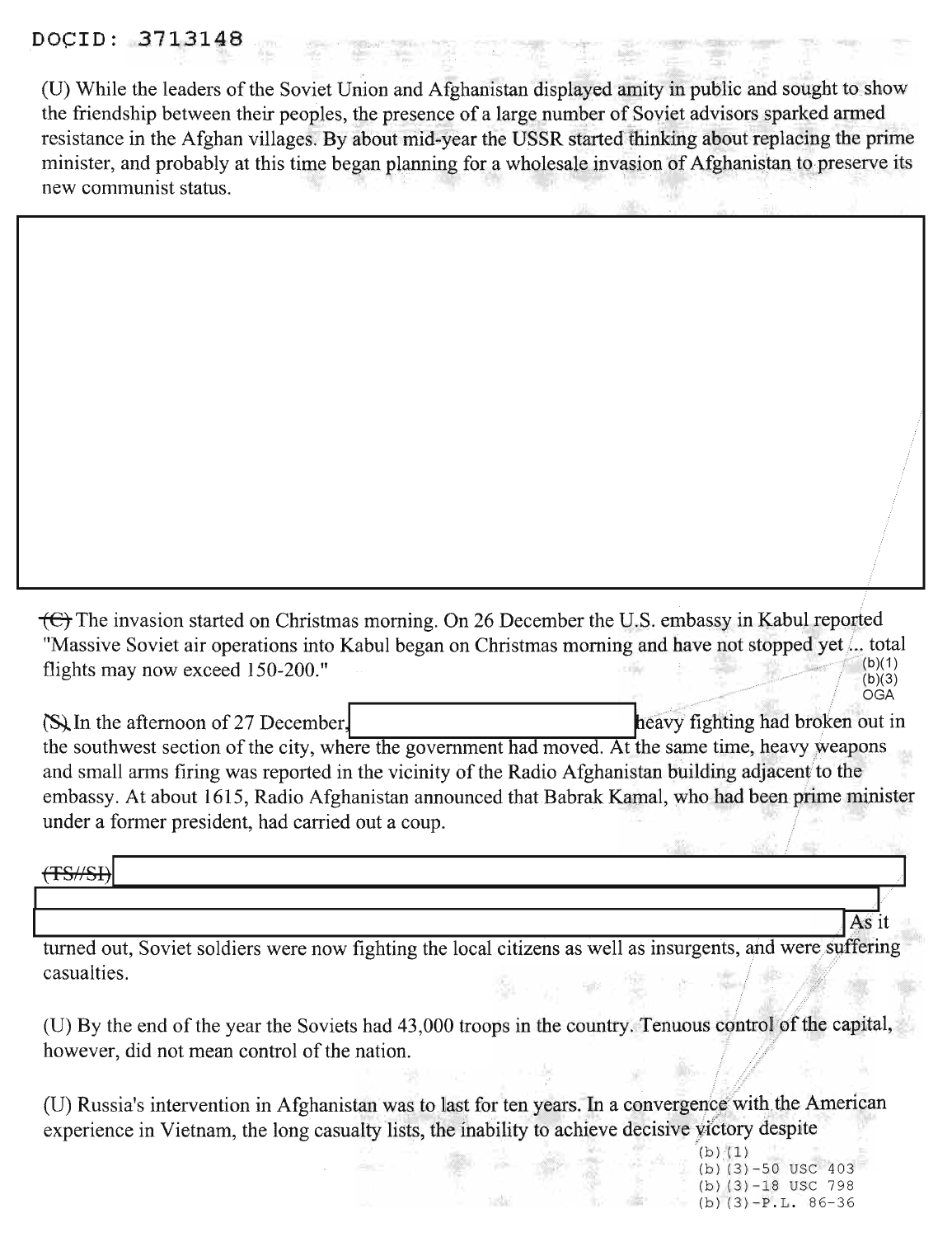(U) While the leaders of the Soviet Union and Afghanistan displayed amity in public and sought to show the friendship between their peoples, the presence of a large number of Soviet advisors sparked armed resistance in the Afghan villages. By about mid-year the USSR started thinking about replacing the prime minister, and probably at this time began planning for a wholesale invasion of Afghanistan to preserve its new communist status.

~~(C)~~ The invasion started on Christmas morning. On 26 December the U.S. embassy in Kabul reported "Massive Soviet air operations into Kabul began on Christmas morning and have not stopped yet ... total flights may now exceed 150-200."

(b)(1)
(b)(3)
OGA

~~(S)~~ In the afternoon of 27 December, [redacted] heavy fighting had broken out in the southwest section of the city, where the government had moved. At the same time, heavy weapons and small arms firing was reported in the vicinity of the Radio Afghanistan building adjacent to the embassy. At about 1615, Radio Afghanistan announced that Babrak Kamal, who had been prime minister under a former president, had carried out a coup.

~~(TS//SI)~~ [redacted] As it turned out, Soviet soldiers were now fighting the local citizens as well as insurgents, and were suffering casualties.

(U) By the end of the year the Soviets had 43,000 troops in the country. Tenuous control of the capital, however, did not mean control of the nation.

(U) Russia's intervention in Afghanistan was to last for ten years. In a convergence with the American experience in Vietnam, the long casualty lists, the inability to achieve decisive victory despite

(b)(1)
(b)(3)-50 USC 403
(b)(3)-18 USC 798
(b)(3)-P.L. 86-36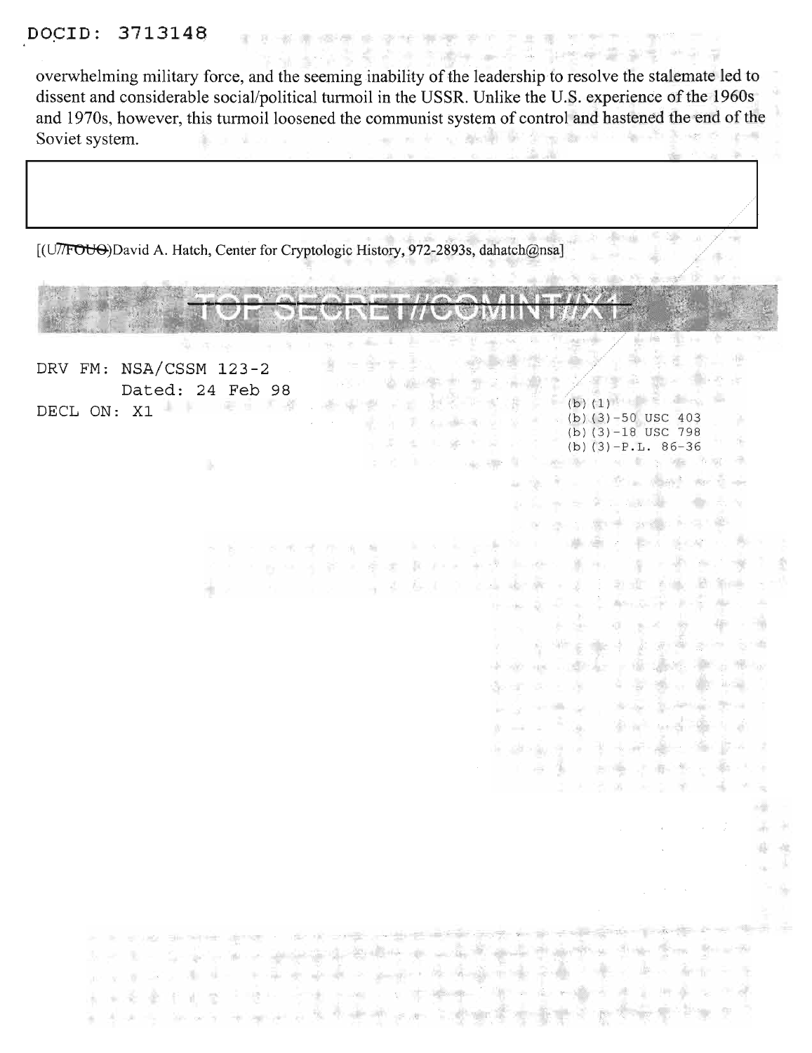overwhelming military force, and the seeming inability of the leadership to resolve the stalemate led to dissent and considerable social/political turmoil in the USSR. Unlike the U.S. experience of the 1960s and 1970s, however, this turmoil loosened the communist system of control and hastened the end of the Soviet system.

[(U//~~FOUO~~)David A. Hatch, Center for Cryptologic History, 972-2893s, dahatch@nsa]

~~TOP SECRET//COMINT//X1~~

DRV FM: NSA/CSSM 123-2
Dated: 24 Feb 98
DECL ON: X1

(b)(1)
(b)(3)-50 USC 403
(b)(3)-18 USC 798
(b)(3)-P.L. 86-36